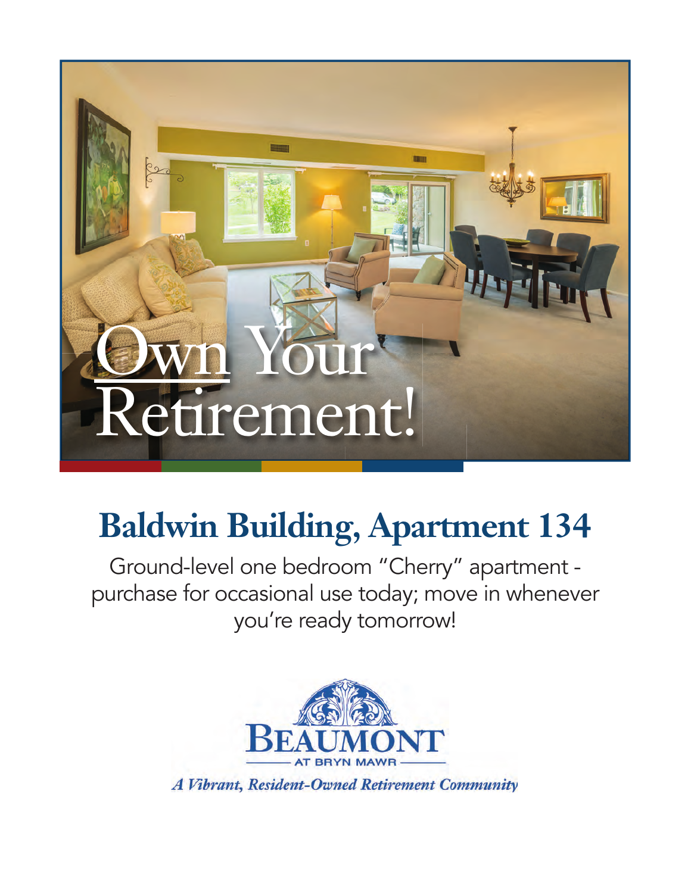# Own Your Retirement!

## Baldwin Building, Apartment 134

Ground-level one bedroom "Cherry" apartment - purchase for occasional use today; move in whenever you're ready tomorrow!

BEAUMONT AT BRYN MAWR

*A Vibrant, Resident-Owned Retirement Community*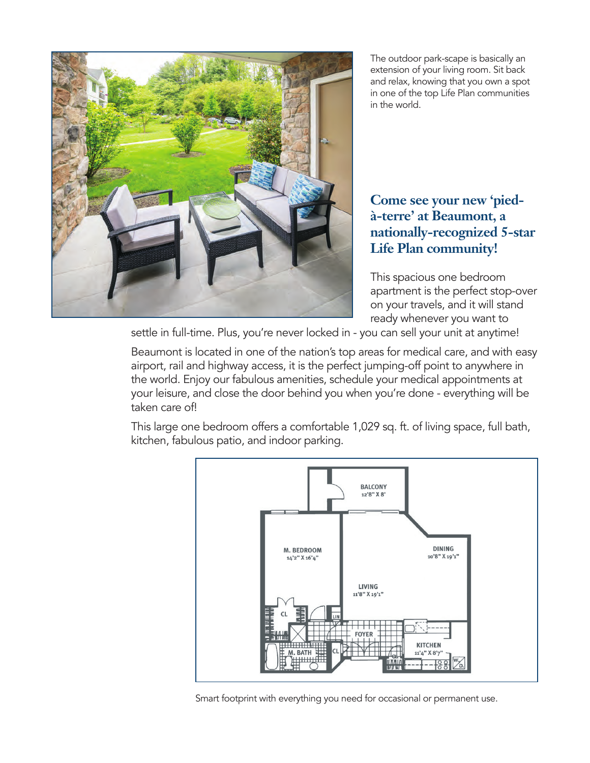The outdoor park-scape is basically an extension of your living room. Sit back and relax, knowing that you own a spot in one of the top Life Plan communities in the world.

## Come see your new 'pied-à-terre' at Beaumont, a nationally-recognized 5-star Life Plan community!

This spacious one bedroom apartment is the perfect stop-over on your travels, and it will stand ready whenever you want to settle in full-time. Plus, you're never locked in - you can sell your unit at anytime!

Beaumont is located in one of the nation's top areas for medical care, and with easy airport, rail and highway access, it is the perfect jumping-off point to anywhere in the world. Enjoy our fabulous amenities, schedule your medical appointments at your leisure, and close the door behind you when you're done - everything will be taken care of!

This large one bedroom offers a comfortable 1,029 sq. ft. of living space, full bath, kitchen, fabulous patio, and indoor parking.

BALCONY 12'8" X 8'

M. BEDROOM 14'2" X 16'4"

DINING 10'8" X 19'1"

LIVING 11'8" X 19'1"

CL

LIN

FOYER

M. BATH

CL

KITCHEN 11'4" X 8'7"

W/D

Smart footprint with everything you need for occasional or permanent use.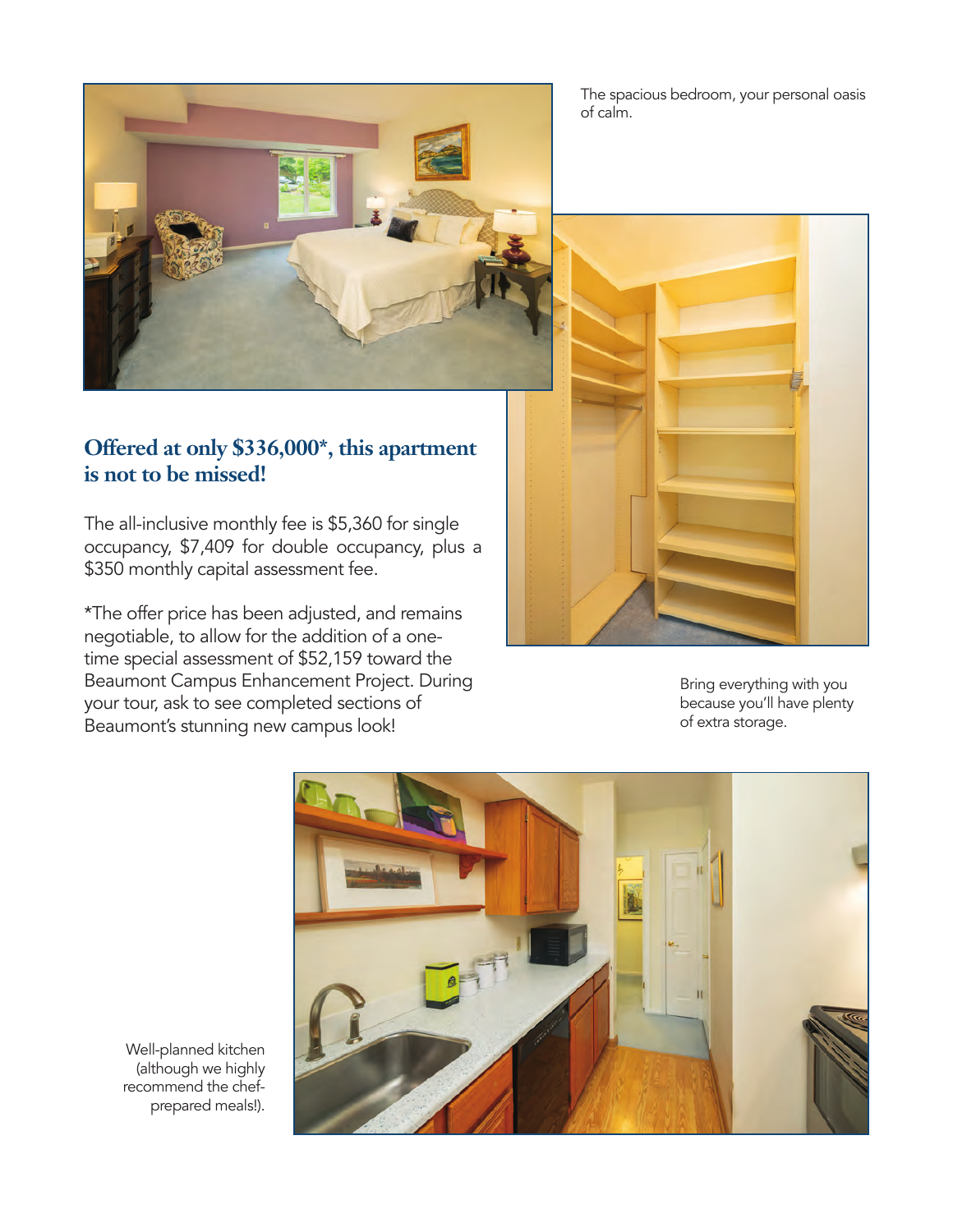The spacious bedroom, your personal oasis of calm.

## Offered at only $336,000*, this apartment is not to be missed!

The all-inclusive monthly fee is $5,360 for single occupancy, $7,409 for double occupancy, plus a $350 monthly capital assessment fee.

*The offer price has been adjusted, and remains negotiable, to allow for the addition of a one-time special assessment of $52,159 toward the Beaumont Campus Enhancement Project. During your tour, ask to see completed sections of Beaumont's stunning new campus look!

Bring everything with you because you'll have plenty of extra storage.

Well-planned kitchen (although we highly recommend the chef-prepared meals!).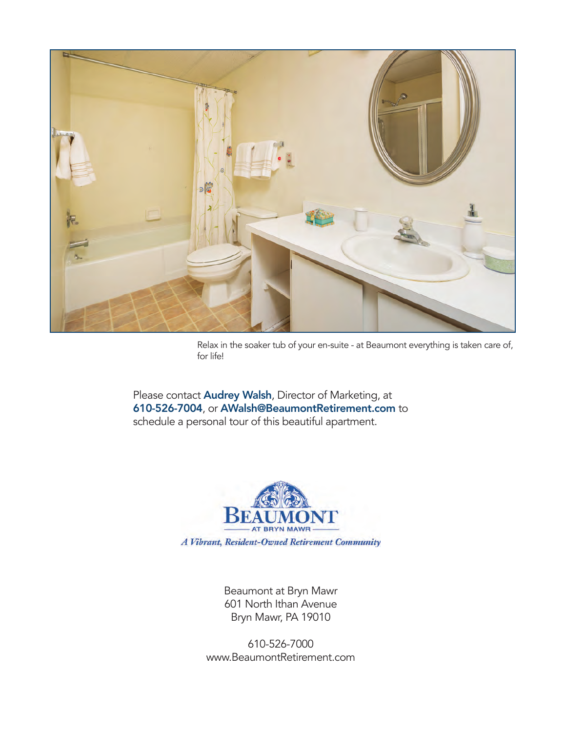Relax in the soaker tub of your en-suite - at Beaumont everything is taken care of, for life!

Please contact **Audrey Walsh**, Director of Marketing, at **610-526-7004**, or **AWalsh@BeaumontRetirement.com** to schedule a personal tour of this beautiful apartment.

BEAUMONT
AT BRYN MAWR

*A Vibrant, Resident-Owned Retirement Community*

Beaumont at Bryn Mawr
601 North Ithan Avenue
Bryn Mawr, PA 19010

610-526-7000
www.BeaumontRetirement.com